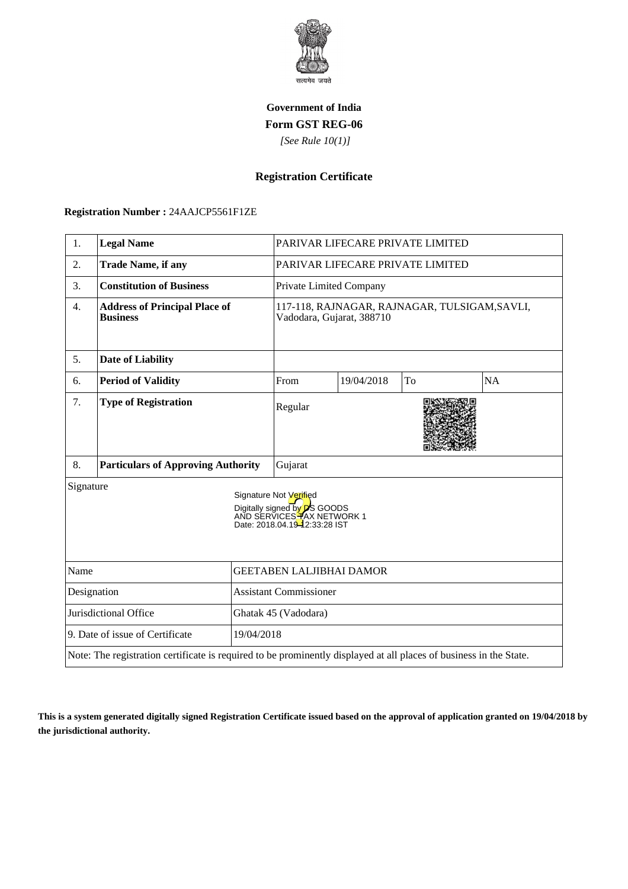**Government of India**

**Form GST REG-06**

*[See Rule 10(1)]*

## Registration Certificate

**Registration Number :** 24AAJCP5561F1ZE

| 1. | **Legal Name** | PARIVAR LIFECARE PRIVATE LIMITED | | | |
|---|---|---|---|---|---|
| 2. | **Trade Name, if any** | PARIVAR LIFECARE PRIVATE LIMITED | | | |
| 3. | **Constitution of Business** | Private Limited Company | | | |
| 4. | **Address of Principal Place of Business** | 117-118, RAJNAGAR, RAJNAGAR, TULSIGAM,SAVLI, Vadodara, Gujarat, 388710 | | | |
| 5. | **Date of Liability** | | | | |
| 6. | **Period of Validity** | From | 19/04/2018 | To | NA |
| 7. | **Type of Registration** | Regular | | | |
| 8. | **Particulars of Approving Authority** | Gujarat | | | |

Signature

Signature Not Verified
Digitally signed by DS GOODS AND SERVICES TAX NETWORK 1
Date: 2018.04.19 12:33:28 IST

| Name | GEETABEN LALJIBHAI DAMOR |
|---|---|
| Designation | Assistant Commissioner |
| Jurisdictional Office | Ghatak 45 (Vadodara) |
| 9. Date of issue of Certificate | 19/04/2018 |

Note: The registration certificate is required to be prominently displayed at all places of business in the State.

**This is a system generated digitally signed Registration Certificate issued based on the approval of application granted on 19/04/2018 by the jurisdictional authority.**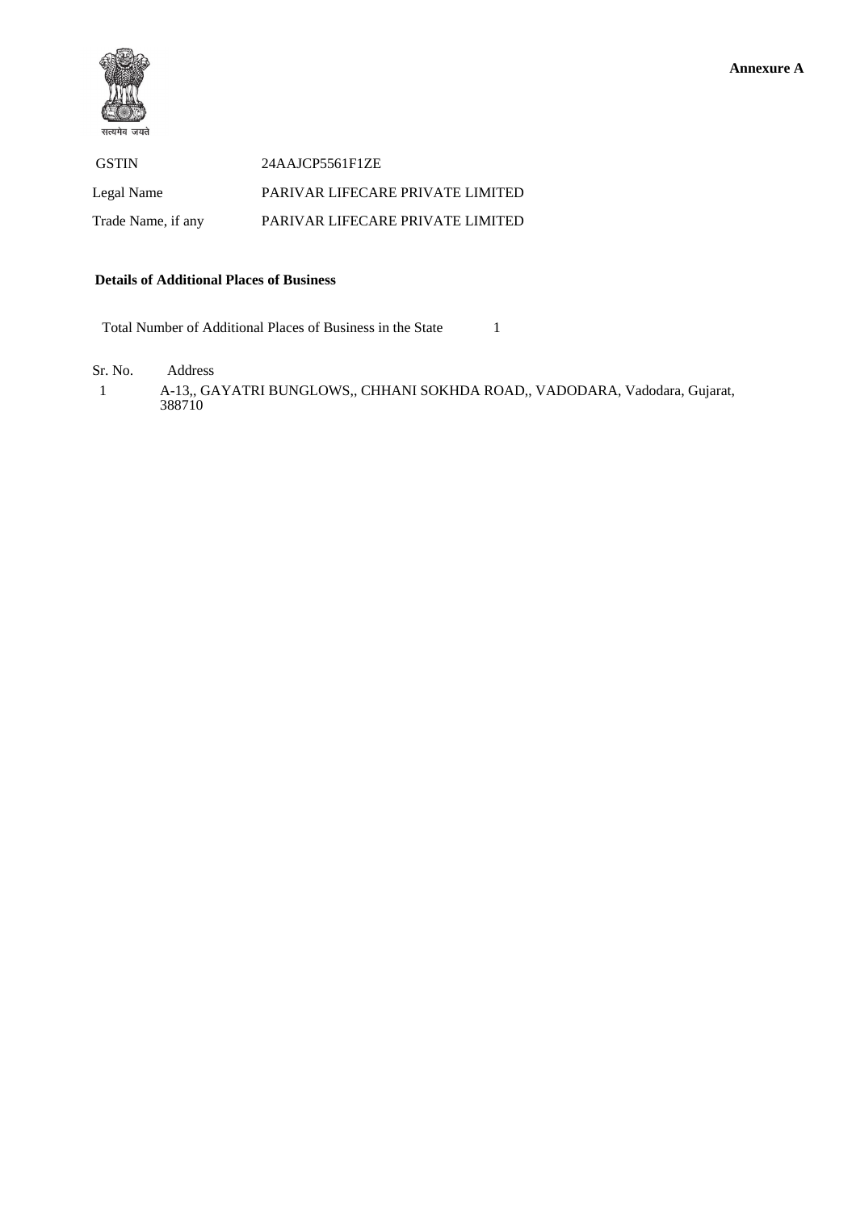सत्यमेव जयते

**Annexure A**

| | |
|---|---|
| GSTIN | 24AAJCP5561F1ZE |
| Legal Name | PARIVAR LIFECARE PRIVATE LIMITED |
| Trade Name, if any | PARIVAR LIFECARE PRIVATE LIMITED |

**Details of Additional Places of Business**

Total Number of Additional Places of Business in the State 1

| Sr. No. | Address |
|---|---|
| 1 | A-13,, GAYATRI BUNGLOWS,, CHHANI SOKHDA ROAD,, VADODARA, Vadodara, Gujarat, 388710 |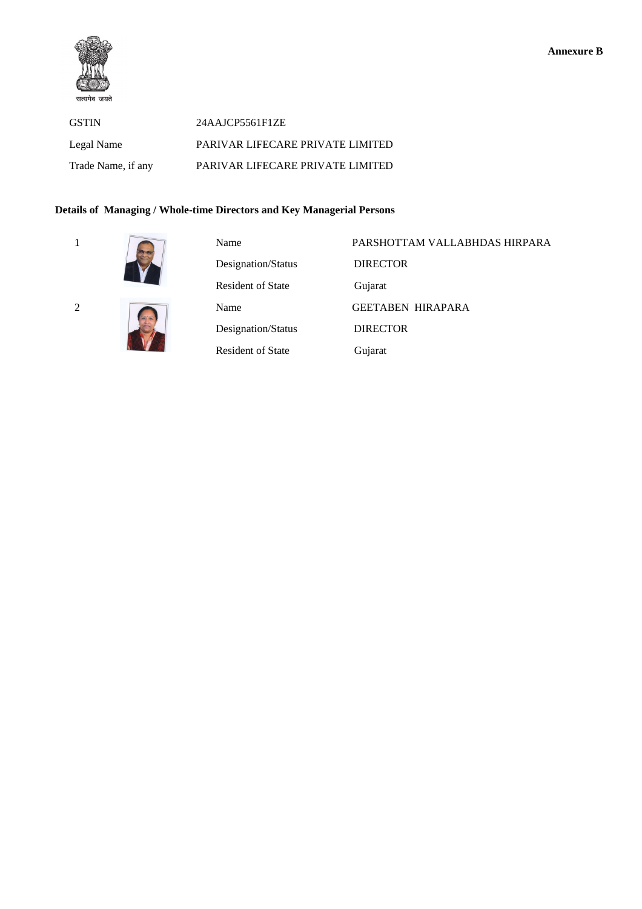**Annexure B**

सत्यमेव जयते

| | |
|---|---|
| GSTIN | 24AAJCP5561F1ZE |
| Legal Name | PARIVAR LIFECARE PRIVATE LIMITED |
| Trade Name, if any | PARIVAR LIFECARE PRIVATE LIMITED |

**Details of Managing / Whole-time Directors and Key Managerial Persons**

| | | |
|---|---|---|
| 1 | Name | PARSHOTTAM VALLABHDAS HIRPARA |
| | Designation/Status | DIRECTOR |
| | Resident of State | Gujarat |
| 2 | Name | GEETABEN HIRAPARA |
| | Designation/Status | DIRECTOR |
| | Resident of State | Gujarat |